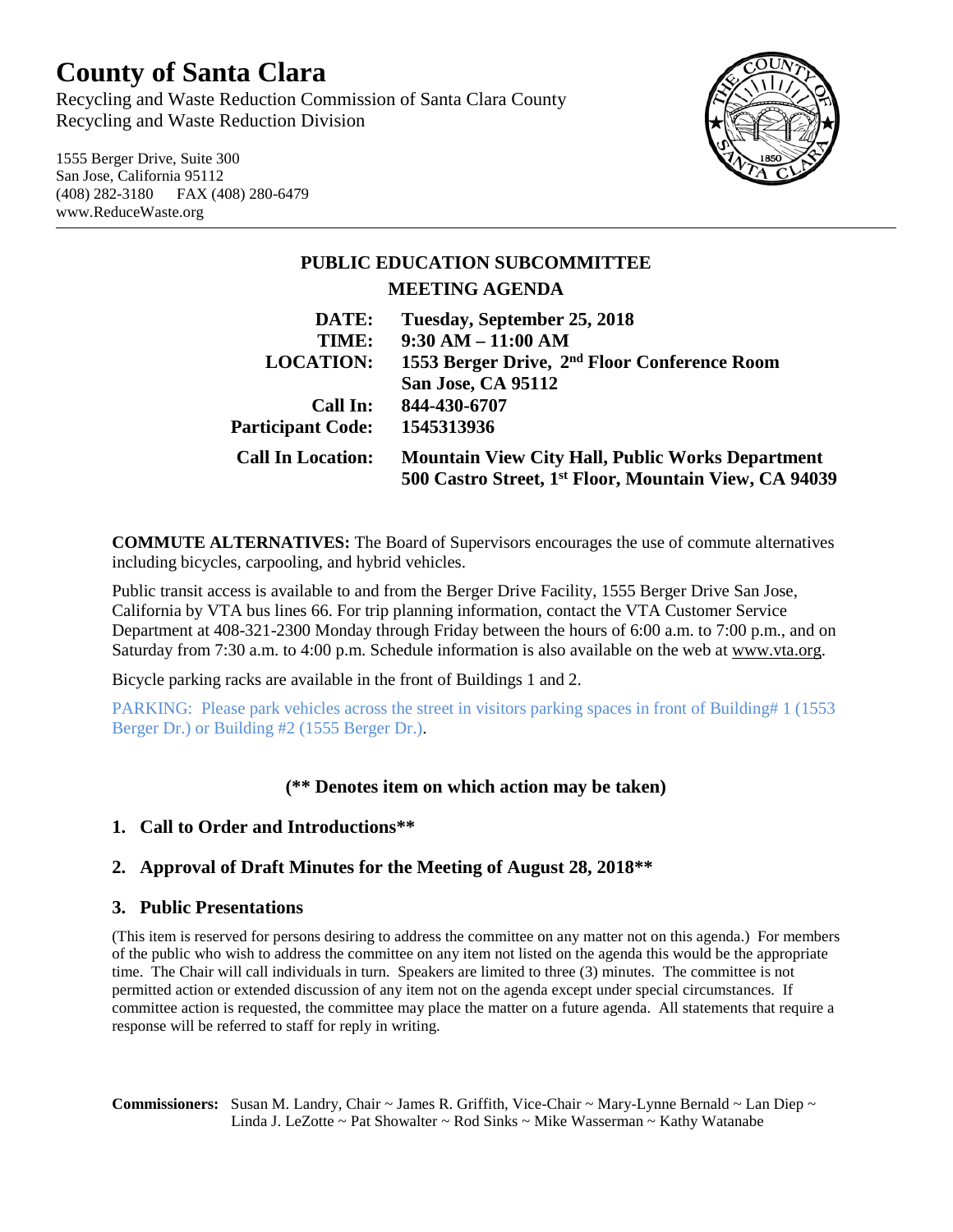# County of Santa Clara

Recycling and Waste Reduction Commission of Santa Clara County
Recycling and Waste Reduction Division

1555 Berger Drive, Suite 300
San Jose, California 95112
(408) 282-3180 FAX (408) 280-6479
www.ReduceWaste.org

## PUBLIC EDUCATION SUBCOMMITTEE

## MEETING AGENDA

**DATE:** Tuesday, September 25, 2018
**TIME:** 9:30 AM – 11:00 AM
**LOCATION:** 1553 Berger Drive, 2nd Floor Conference Room
San Jose, CA 95112
**Call In:** 844-430-6707
**Participant Code:** 1545313936
**Call In Location:** Mountain View City Hall, Public Works Department
500 Castro Street, 1st Floor, Mountain View, CA 94039

**COMMUTE ALTERNATIVES:** The Board of Supervisors encourages the use of commute alternatives including bicycles, carpooling, and hybrid vehicles.

Public transit access is available to and from the Berger Drive Facility, 1555 Berger Drive San Jose, California by VTA bus lines 66. For trip planning information, contact the VTA Customer Service Department at 408-321-2300 Monday through Friday between the hours of 6:00 a.m. to 7:00 p.m., and on Saturday from 7:30 a.m. to 4:00 p.m. Schedule information is also available on the web at www.vta.org.

Bicycle parking racks are available in the front of Buildings 1 and 2.

PARKING: Please park vehicles across the street in visitors parking spaces in front of Building# 1 (1553 Berger Dr.) or Building #2 (1555 Berger Dr.).

**(** Denotes item on which action may be taken)**

### 1. Call to Order and Introductions**

### 2. Approval of Draft Minutes for the Meeting of August 28, 2018**

### 3. Public Presentations

(This item is reserved for persons desiring to address the committee on any matter not on this agenda.) For members of the public who wish to address the committee on any item not listed on the agenda this would be the appropriate time. The Chair will call individuals in turn. Speakers are limited to three (3) minutes. The committee is not permitted action or extended discussion of any item not on the agenda except under special circumstances. If committee action is requested, the committee may place the matter on a future agenda. All statements that require a response will be referred to staff for reply in writing.

**Commissioners:** Susan M. Landry, Chair ~ James R. Griffith, Vice-Chair ~ Mary-Lynne Bernald ~ Lan Diep ~ Linda J. LeZotte ~ Pat Showalter ~ Rod Sinks ~ Mike Wasserman ~ Kathy Watanabe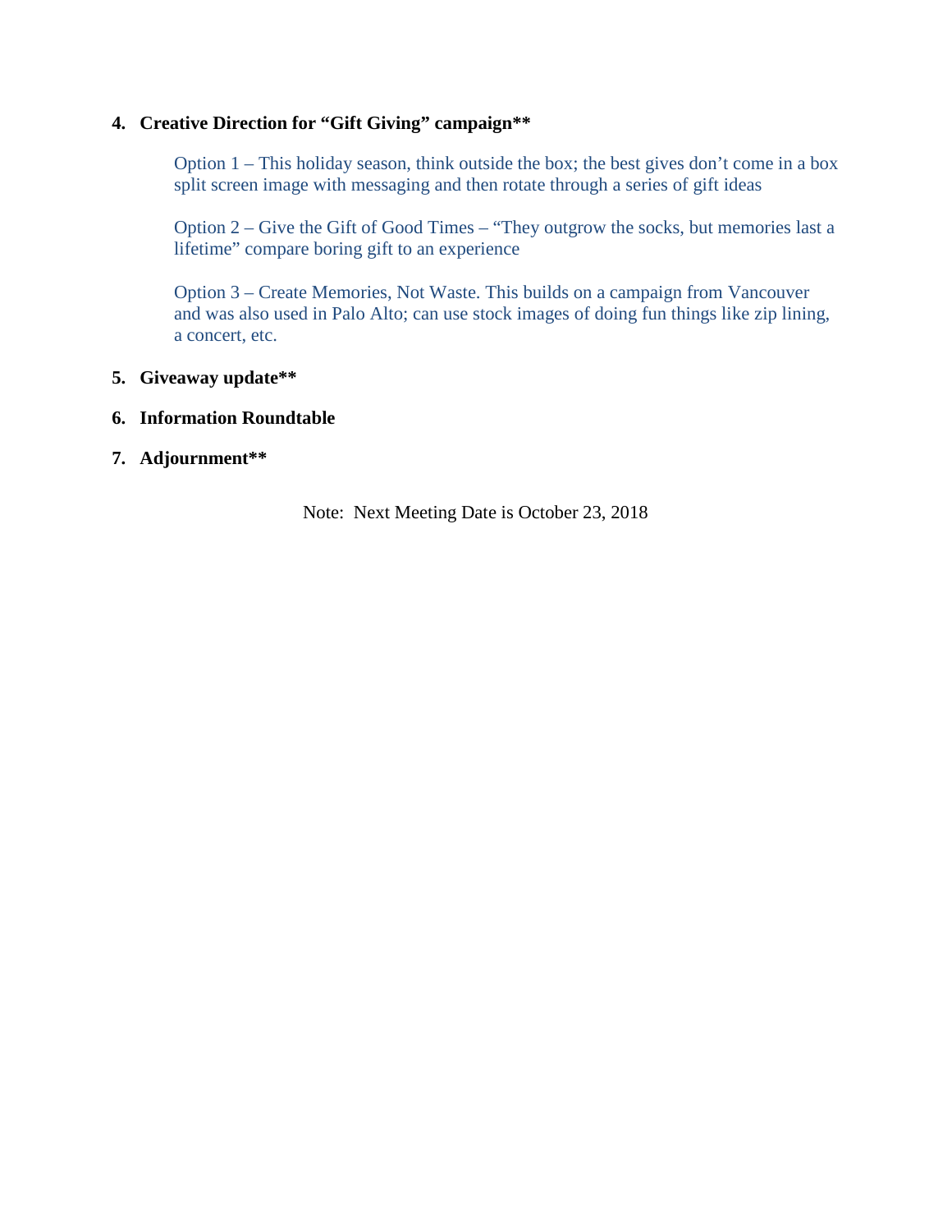4. **Creative Direction for "Gift Giving" campaign****

   Option 1 – This holiday season, think outside the box; the best gives don't come in a box split screen image with messaging and then rotate through a series of gift ideas

   Option 2 – Give the Gift of Good Times – "They outgrow the socks, but memories last a lifetime" compare boring gift to an experience

   Option 3 – Create Memories, Not Waste. This builds on a campaign from Vancouver and was also used in Palo Alto; can use stock images of doing fun things like zip lining, a concert, etc.

5. **Giveaway update****

6. **Information Roundtable**

7. **Adjournment****

Note: Next Meeting Date is October 23, 2018